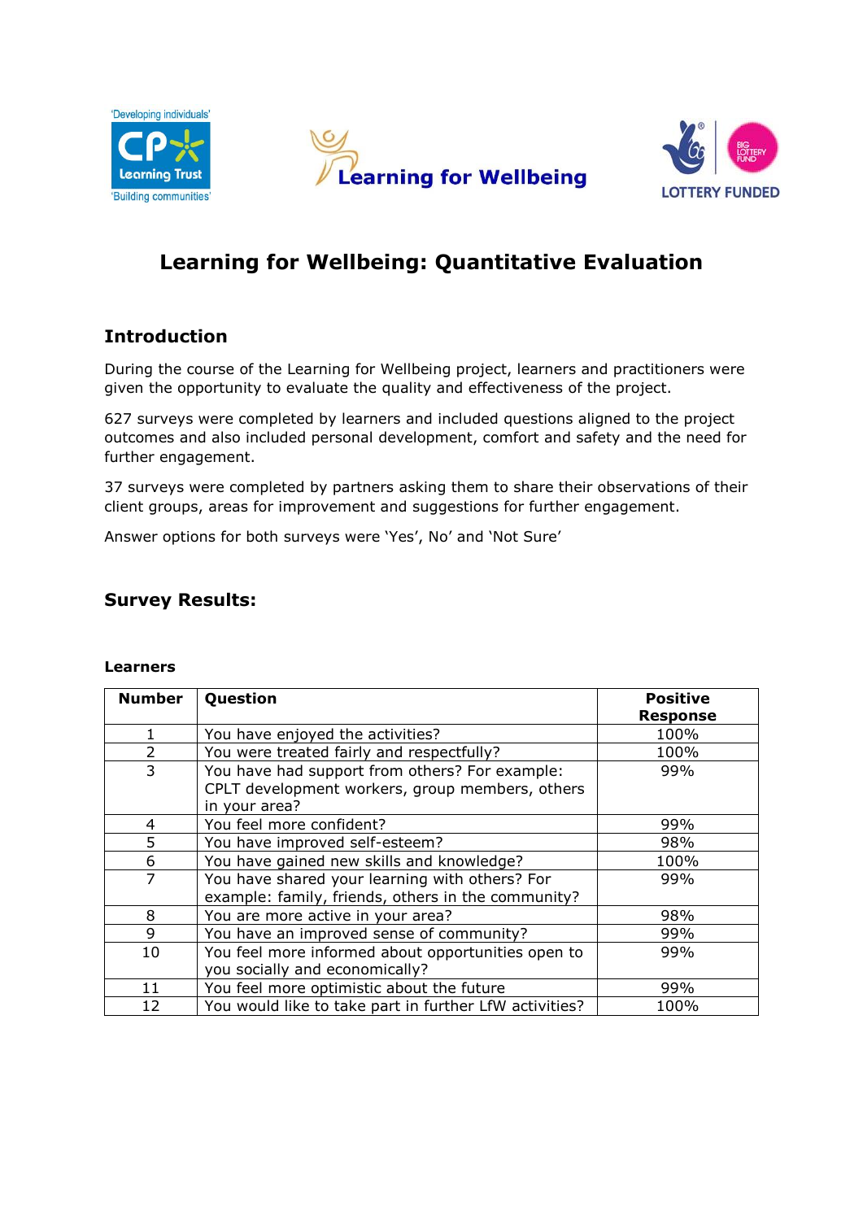# Learning for Wellbeing: Quantitative Evaluation

## Introduction

During the course of the Learning for Wellbeing project, learners and practitioners were given the opportunity to evaluate the quality and effectiveness of the project.

627 surveys were completed by learners and included questions aligned to the project outcomes and also included personal development, comfort and safety and the need for further engagement.

37 surveys were completed by partners asking them to share their observations of their client groups, areas for improvement and suggestions for further engagement.

Answer options for both surveys were 'Yes', No' and 'Not Sure'

## Survey Results:

### Learners

| Number | Question | Positive Response |
|---|---|---|
| 1 | You have enjoyed the activities? | 100% |
| 2 | You were treated fairly and respectfully? | 100% |
| 3 | You have had support from others? For example: CPLT development workers, group members, others in your area? | 99% |
| 4 | You feel more confident? | 99% |
| 5 | You have improved self-esteem? | 98% |
| 6 | You have gained new skills and knowledge? | 100% |
| 7 | You have shared your learning with others? For example: family, friends, others in the community? | 99% |
| 8 | You are more active in your area? | 98% |
| 9 | You have an improved sense of community? | 99% |
| 10 | You feel more informed about opportunities open to you socially and economically? | 99% |
| 11 | You feel more optimistic about the future | 99% |
| 12 | You would like to take part in further LfW activities? | 100% |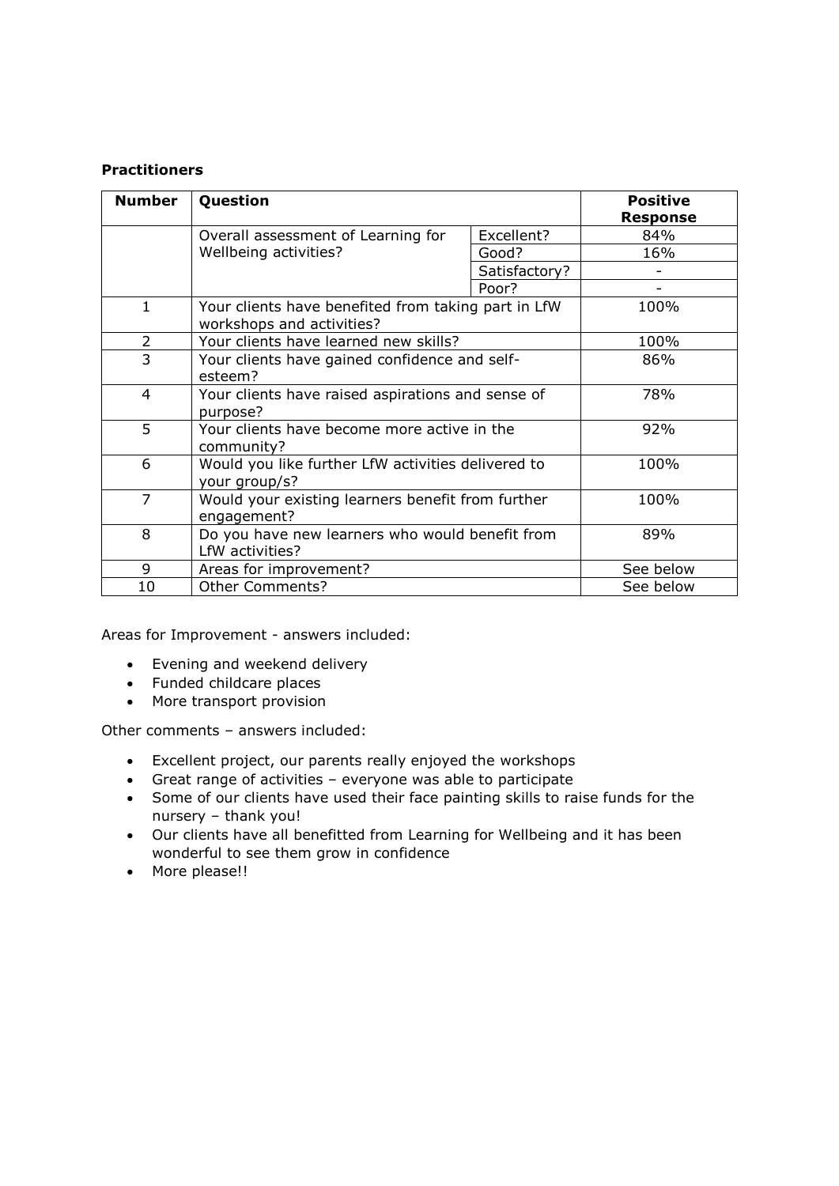**Practitioners**

| Number | Question | | Positive Response |
|---|---|---|---|
| | Overall assessment of Learning for Wellbeing activities? | Excellent? | 84% |
| | | Good? | 16% |
| | | Satisfactory? | - |
| | | Poor? | - |
| 1 | Your clients have benefited from taking part in LfW workshops and activities? | | 100% |
| 2 | Your clients have learned new skills? | | 100% |
| 3 | Your clients have gained confidence and self-esteem? | | 86% |
| 4 | Your clients have raised aspirations and sense of purpose? | | 78% |
| 5 | Your clients have become more active in the community? | | 92% |
| 6 | Would you like further LfW activities delivered to your group/s? | | 100% |
| 7 | Would your existing learners benefit from further engagement? | | 100% |
| 8 | Do you have new learners who would benefit from LfW activities? | | 89% |
| 9 | Areas for improvement? | | See below |
| 10 | Other Comments? | | See below |

Areas for Improvement - answers included:

- Evening and weekend delivery
- Funded childcare places
- More transport provision

Other comments – answers included:

- Excellent project, our parents really enjoyed the workshops
- Great range of activities – everyone was able to participate
- Some of our clients have used their face painting skills to raise funds for the nursery – thank you!
- Our clients have all benefitted from Learning for Wellbeing and it has been wonderful to see them grow in confidence
- More please!!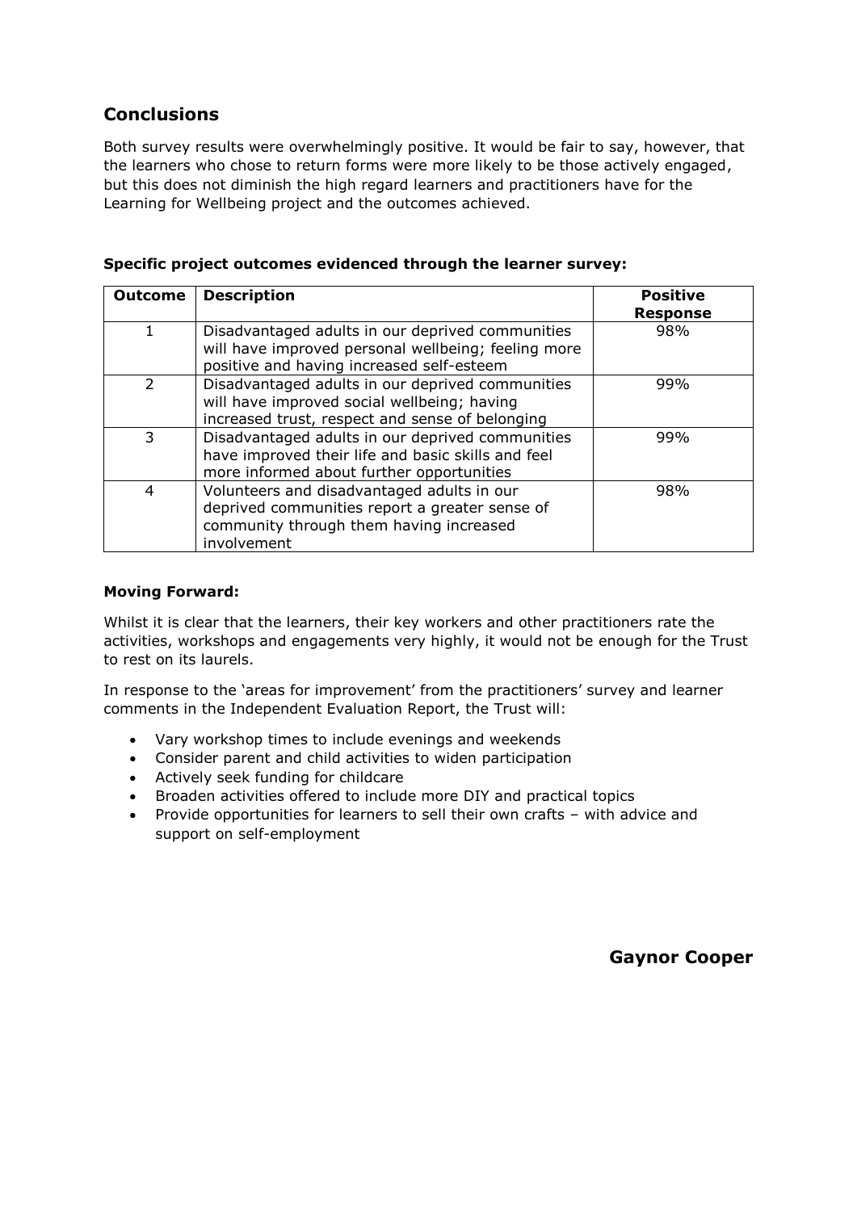## Conclusions

Both survey results were overwhelmingly positive. It would be fair to say, however, that the learners who chose to return forms were more likely to be those actively engaged, but this does not diminish the high regard learners and practitioners have for the Learning for Wellbeing project and the outcomes achieved.

**Specific project outcomes evidenced through the learner survey:**

| Outcome | Description | Positive Response |
| --- | --- | --- |
| 1 | Disadvantaged adults in our deprived communities will have improved personal wellbeing; feeling more positive and having increased self-esteem | 98% |
| 2 | Disadvantaged adults in our deprived communities will have improved social wellbeing; having increased trust, respect and sense of belonging | 99% |
| 3 | Disadvantaged adults in our deprived communities have improved their life and basic skills and feel more informed about further opportunities | 99% |
| 4 | Volunteers and disadvantaged adults in our deprived communities report a greater sense of community through them having increased involvement | 98% |

**Moving Forward:**

Whilst it is clear that the learners, their key workers and other practitioners rate the activities, workshops and engagements very highly, it would not be enough for the Trust to rest on its laurels.

In response to the 'areas for improvement' from the practitioners' survey and learner comments in the Independent Evaluation Report, the Trust will:

- Vary workshop times to include evenings and weekends
- Consider parent and child activities to widen participation
- Actively seek funding for childcare
- Broaden activities offered to include more DIY and practical topics
- Provide opportunities for learners to sell their own crafts – with advice and support on self-employment

**Gaynor Cooper**